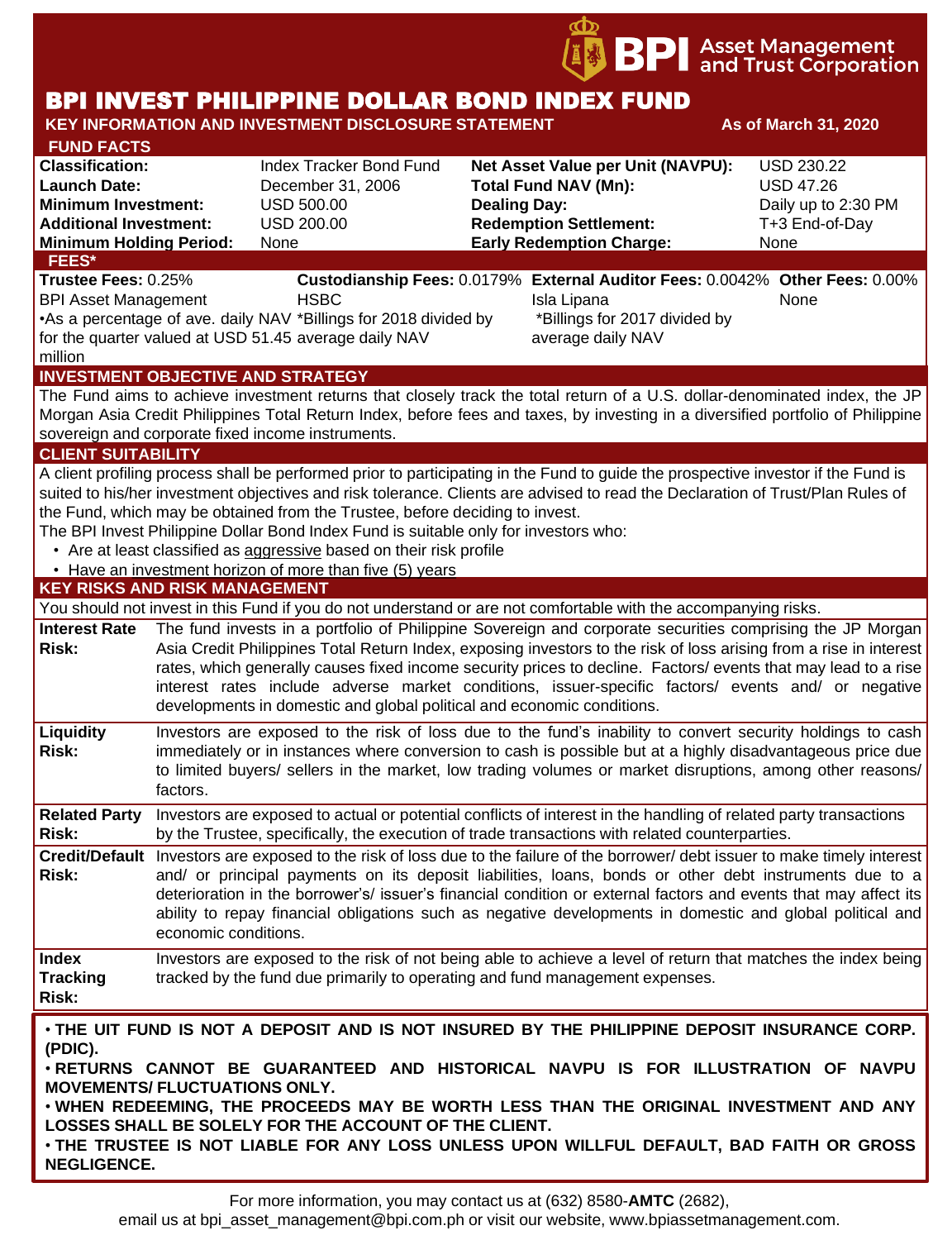BPI Asset Management and Trust Corporation

# BPI INVEST PHILIPPINE DOLLAR BOND INDEX FUND

**KEY INFORMATION AND INVESTMENT DISCLOSURE STATEMENT** **As of March 31, 2020**

## FUND FACTS

| | | | |
|---|---|---|---|
| **Classification:** | Index Tracker Bond Fund | **Net Asset Value per Unit (NAVPU):** | USD 230.22 |
| **Launch Date:** | December 31, 2006 | **Total Fund NAV (Mn):** | USD 47.26 |
| **Minimum Investment:** | USD 500.00 | **Dealing Day:** | Daily up to 2:30 PM |
| **Additional Investment:** | USD 200.00 | **Redemption Settlement:** | T+3 End-of-Day |
| **Minimum Holding Period:** | None | **Early Redemption Charge:** | None |

## FEES*

| **Trustee Fees:** 0.25% | **Custodianship Fees:** 0.0179% | **External Auditor Fees:** 0.0042% | **Other Fees:** 0.00% |
|---|---|---|---|
| BPI Asset Management | HSBC | Isla Lipana | None |
| •As a percentage of ave. daily NAV for the quarter valued at USD 51.45 million | *Billings for 2018 divided by average daily NAV | *Billings for 2017 divided by average daily NAV | |

## INVESTMENT OBJECTIVE AND STRATEGY

The Fund aims to achieve investment returns that closely track the total return of a U.S. dollar-denominated index, the JP Morgan Asia Credit Philippines Total Return Index, before fees and taxes, by investing in a diversified portfolio of Philippine sovereign and corporate fixed income instruments.

## CLIENT SUITABILITY

A client profiling process shall be performed prior to participating in the Fund to guide the prospective investor if the Fund is suited to his/her investment objectives and risk tolerance. Clients are advised to read the Declaration of Trust/Plan Rules of the Fund, which may be obtained from the Trustee, before deciding to invest.

The BPI Invest Philippine Dollar Bond Index Fund is suitable only for investors who:

- Are at least classified as aggressive based on their risk profile
- Have an investment horizon of more than five (5) years

## KEY RISKS AND RISK MANAGEMENT

You should not invest in this Fund if you do not understand or are not comfortable with the accompanying risks.

| | |
|---|---|
| **Interest Rate Risk:** | The fund invests in a portfolio of Philippine Sovereign and corporate securities comprising the JP Morgan Asia Credit Philippines Total Return Index, exposing investors to the risk of loss arising from a rise in interest rates, which generally causes fixed income security prices to decline. Factors/ events that may lead to a rise interest rates include adverse market conditions, issuer-specific factors/ events and/ or negative developments in domestic and global political and economic conditions. |
| **Liquidity Risk:** | Investors are exposed to the risk of loss due to the fund's inability to convert security holdings to cash immediately or in instances where conversion to cash is possible but at a highly disadvantageous price due to limited buyers/ sellers in the market, low trading volumes or market disruptions, among other reasons/ factors. |
| **Related Party Risk:** | Investors are exposed to actual or potential conflicts of interest in the handling of related party transactions by the Trustee, specifically, the execution of trade transactions with related counterparties. |
| **Credit/Default Risk:** | Investors are exposed to the risk of loss due to the failure of the borrower/ debt issuer to make timely interest and/ or principal payments on its deposit liabilities, loans, bonds or other debt instruments due to a deterioration in the borrower's/ issuer's financial condition or external factors and events that may affect its ability to repay financial obligations such as negative developments in domestic and global political and economic conditions. |
| **Index Tracking Risk:** | Investors are exposed to the risk of not being able to achieve a level of return that matches the index being tracked by the fund due primarily to operating and fund management expenses. |

**• THE UIT FUND IS NOT A DEPOSIT AND IS NOT INSURED BY THE PHILIPPINE DEPOSIT INSURANCE CORP. (PDIC).**

**• RETURNS CANNOT BE GUARANTEED AND HISTORICAL NAVPU IS FOR ILLUSTRATION OF NAVPU MOVEMENTS/ FLUCTUATIONS ONLY.**

**• WHEN REDEEMING, THE PROCEEDS MAY BE WORTH LESS THAN THE ORIGINAL INVESTMENT AND ANY LOSSES SHALL BE SOLELY FOR THE ACCOUNT OF THE CLIENT.**

**• THE TRUSTEE IS NOT LIABLE FOR ANY LOSS UNLESS UPON WILLFUL DEFAULT, BAD FAITH OR GROSS NEGLIGENCE.**

For more information, you may contact us at (632) 8580-**AMTC** (2682),
email us at bpi_asset_management@bpi.com.ph or visit our website, www.bpiassetmanagement.com.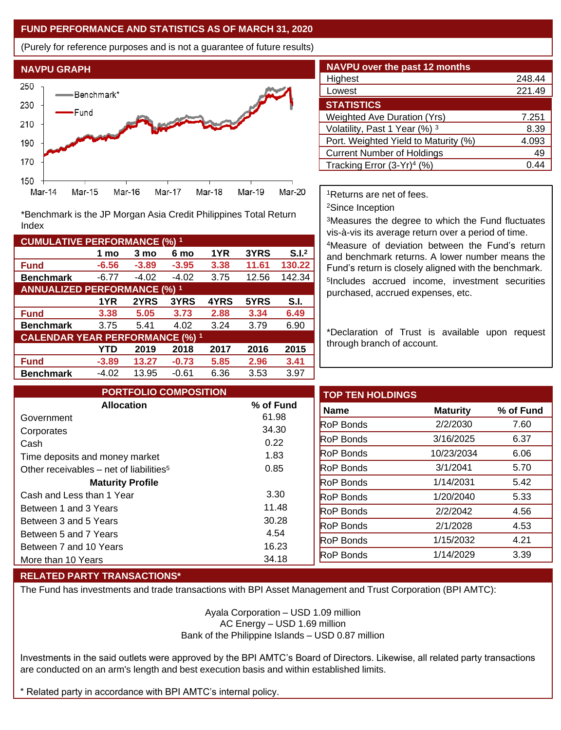## FUND PERFORMANCE AND STATISTICS AS OF MARCH 31, 2020

(Purely for reference purposes and is not a guarantee of future results)

### NAVPU GRAPH

*Benchmark is the JP Morgan Asia Credit Philippines Total Return Index

### NAVPU over the past 12 months

| | |
|---|---|
| Highest | 248.44 |
| Lowest | 221.49 |

### STATISTICS

| | |
|---|---|
| Weighted Ave Duration (Yrs) | 7.251 |
| Volatility, Past 1 Year (%) [3] | 8.39 |
| Port. Weighted Yield to Maturity (%) | 4.093 |
| Current Number of Holdings | 49 |
| Tracking Error (3-Yr)[4] (%) | 0.44 |

### CUMULATIVE PERFORMANCE (%) [1]

| | 1 mo | 3 mo | 6 mo | 1YR | 3YRS | S.I.[2] |
|---|---|---|---|---|---|---|
| **Fund** | **-6.56** | **-3.89** | **-3.95** | **3.38** | **11.61** | **130.22** |
| **Benchmark** | -6.77 | -4.02 | -4.02 | 3.75 | 12.56 | 142.34 |

### ANNUALIZED PERFORMANCE (%) [1]

| | 1YR | 2YRS | 3YRS | 4YRS | 5YRS | S.I. |
|---|---|---|---|---|---|---|
| **Fund** | **3.38** | **5.05** | **3.73** | **2.88** | **3.34** | **6.49** |
| **Benchmark** | 3.75 | 5.41 | 4.02 | 3.24 | 3.79 | 6.90 |

### CALENDAR YEAR PERFORMANCE (%) [1]

| | YTD | 2019 | 2018 | 2017 | 2016 | 2015 |
|---|---|---|---|---|---|---|
| **Fund** | **-3.89** | **13.27** | **-0.73** | **5.85** | **2.96** | **3.41** |
| **Benchmark** | -4.02 | 13.95 | -0.61 | 6.36 | 3.53 | 3.97 |

[1]Returns are net of fees.

[2]Since Inception

[3]Measures the degree to which the Fund fluctuates vis-à-vis its average return over a period of time.

[4]Measure of deviation between the Fund's return and benchmark returns. A lower number means the Fund's return is closely aligned with the benchmark.

[5]Includes accrued income, investment securities purchased, accrued expenses, etc.

*Declaration of Trust is available upon request through branch of account.

### PORTFOLIO COMPOSITION

| Allocation | % of Fund |
|---|---|
| Government | 61.98 |
| Corporates | 34.30 |
| Cash | 0.22 |
| Time deposits and money market | 1.83 |
| Other receivables – net of liabilities[5] | 0.85 |
| **Maturity Profile** | |
| Cash and Less than 1 Year | 3.30 |
| Between 1 and 3 Years | 11.48 |
| Between 3 and 5 Years | 30.28 |
| Between 5 and 7 Years | 4.54 |
| Between 7 and 10 Years | 16.23 |
| More than 10 Years | 34.18 |

### TOP TEN HOLDINGS

| Name | Maturity | % of Fund |
|---|---|---|
| RoP Bonds | 2/2/2030 | 7.60 |
| RoP Bonds | 3/16/2025 | 6.37 |
| RoP Bonds | 10/23/2034 | 6.06 |
| RoP Bonds | 3/1/2041 | 5.70 |
| RoP Bonds | 1/14/2031 | 5.42 |
| RoP Bonds | 1/20/2040 | 5.33 |
| RoP Bonds | 2/2/2042 | 4.56 |
| RoP Bonds | 2/1/2028 | 4.53 |
| RoP Bonds | 1/15/2032 | 4.21 |
| RoP Bonds | 1/14/2029 | 3.39 |

### RELATED PARTY TRANSACTIONS*

The Fund has investments and trade transactions with BPI Asset Management and Trust Corporation (BPI AMTC):

Ayala Corporation – USD 1.09 million
AC Energy – USD 1.69 million
Bank of the Philippine Islands – USD 0.87 million

Investments in the said outlets were approved by the BPI AMTC's Board of Directors. Likewise, all related party transactions are conducted on an arm's length and best execution basis and within established limits.

* Related party in accordance with BPI AMTC's internal policy.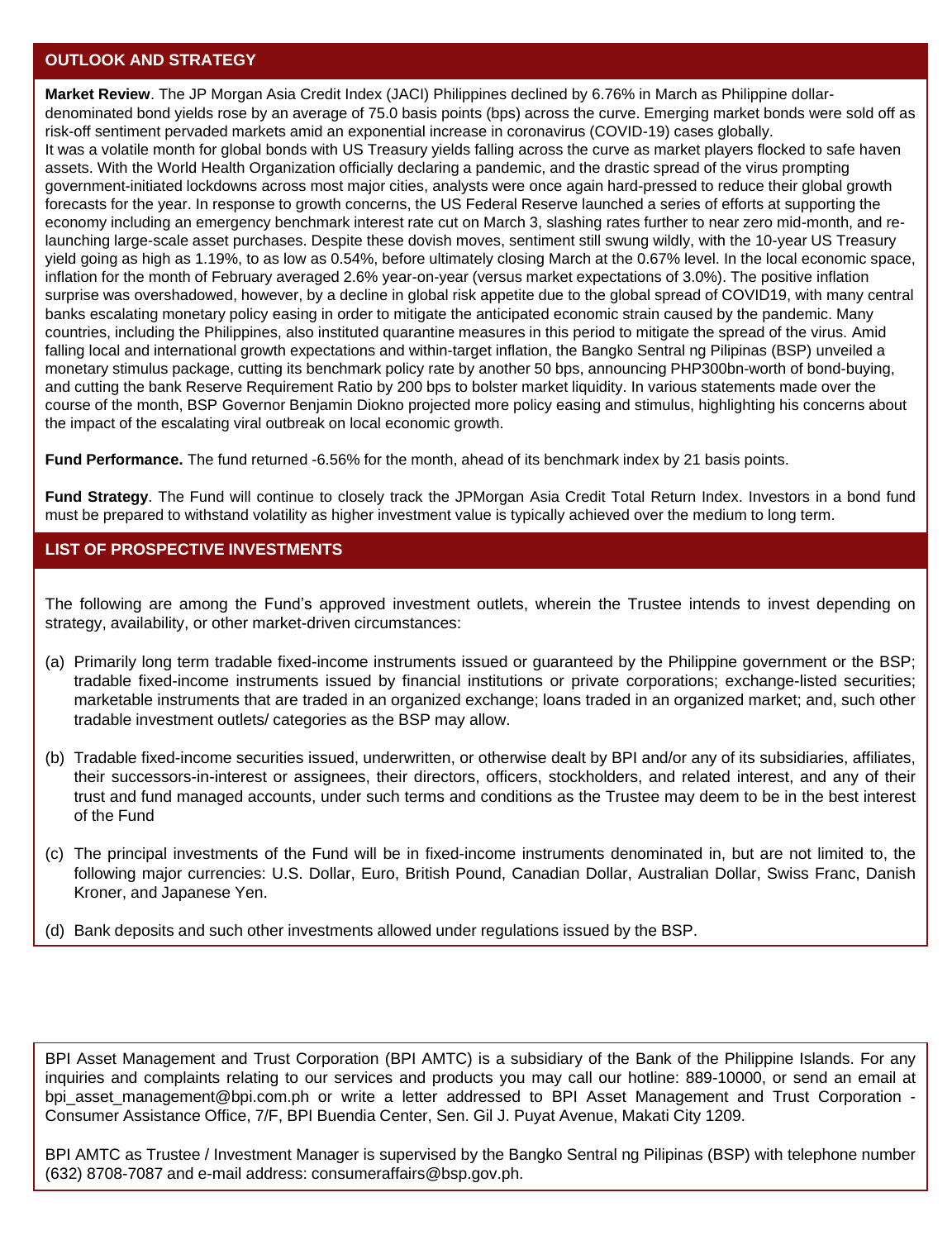## OUTLOOK AND STRATEGY

**Market Review**. The JP Morgan Asia Credit Index (JACI) Philippines declined by 6.76% in March as Philippine dollar-denominated bond yields rose by an average of 75.0 basis points (bps) across the curve. Emerging market bonds were sold off as risk-off sentiment pervaded markets amid an exponential increase in coronavirus (COVID-19) cases globally.
It was a volatile month for global bonds with US Treasury yields falling across the curve as market players flocked to safe haven assets. With the World Health Organization officially declaring a pandemic, and the drastic spread of the virus prompting government-initiated lockdowns across most major cities, analysts were once again hard-pressed to reduce their global growth forecasts for the year. In response to growth concerns, the US Federal Reserve launched a series of efforts at supporting the economy including an emergency benchmark interest rate cut on March 3, slashing rates further to near zero mid-month, and re-launching large-scale asset purchases. Despite these dovish moves, sentiment still swung wildly, with the 10-year US Treasury yield going as high as 1.19%, to as low as 0.54%, before ultimately closing March at the 0.67% level. In the local economic space, inflation for the month of February averaged 2.6% year-on-year (versus market expectations of 3.0%). The positive inflation surprise was overshadowed, however, by a decline in global risk appetite due to the global spread of COVID19, with many central banks escalating monetary policy easing in order to mitigate the anticipated economic strain caused by the pandemic. Many countries, including the Philippines, also instituted quarantine measures in this period to mitigate the spread of the virus. Amid falling local and international growth expectations and within-target inflation, the Bangko Sentral ng Pilipinas (BSP) unveiled a monetary stimulus package, cutting its benchmark policy rate by another 50 bps, announcing PHP300bn-worth of bond-buying, and cutting the bank Reserve Requirement Ratio by 200 bps to bolster market liquidity. In various statements made over the course of the month, BSP Governor Benjamin Diokno projected more policy easing and stimulus, highlighting his concerns about the impact of the escalating viral outbreak on local economic growth.

**Fund Performance.** The fund returned -6.56% for the month, ahead of its benchmark index by 21 basis points.

**Fund Strategy**. The Fund will continue to closely track the JPMorgan Asia Credit Total Return Index. Investors in a bond fund must be prepared to withstand volatility as higher investment value is typically achieved over the medium to long term.

## LIST OF PROSPECTIVE INVESTMENTS

The following are among the Fund's approved investment outlets, wherein the Trustee intends to invest depending on strategy, availability, or other market-driven circumstances:

(a) Primarily long term tradable fixed-income instruments issued or guaranteed by the Philippine government or the BSP; tradable fixed-income instruments issued by financial institutions or private corporations; exchange-listed securities; marketable instruments that are traded in an organized exchange; loans traded in an organized market; and, such other tradable investment outlets/ categories as the BSP may allow.

(b) Tradable fixed-income securities issued, underwritten, or otherwise dealt by BPI and/or any of its subsidiaries, affiliates, their successors-in-interest or assignees, their directors, officers, stockholders, and related interest, and any of their trust and fund managed accounts, under such terms and conditions as the Trustee may deem to be in the best interest of the Fund

(c) The principal investments of the Fund will be in fixed-income instruments denominated in, but are not limited to, the following major currencies: U.S. Dollar, Euro, British Pound, Canadian Dollar, Australian Dollar, Swiss Franc, Danish Kroner, and Japanese Yen.

(d) Bank deposits and such other investments allowed under regulations issued by the BSP.

BPI Asset Management and Trust Corporation (BPI AMTC) is a subsidiary of the Bank of the Philippine Islands. For any inquiries and complaints relating to our services and products you may call our hotline: 889-10000, or send an email at bpi_asset_management@bpi.com.ph or write a letter addressed to BPI Asset Management and Trust Corporation - Consumer Assistance Office, 7/F, BPI Buendia Center, Sen. Gil J. Puyat Avenue, Makati City 1209.

BPI AMTC as Trustee / Investment Manager is supervised by the Bangko Sentral ng Pilipinas (BSP) with telephone number (632) 8708-7087 and e-mail address: consumeraffairs@bsp.gov.ph.